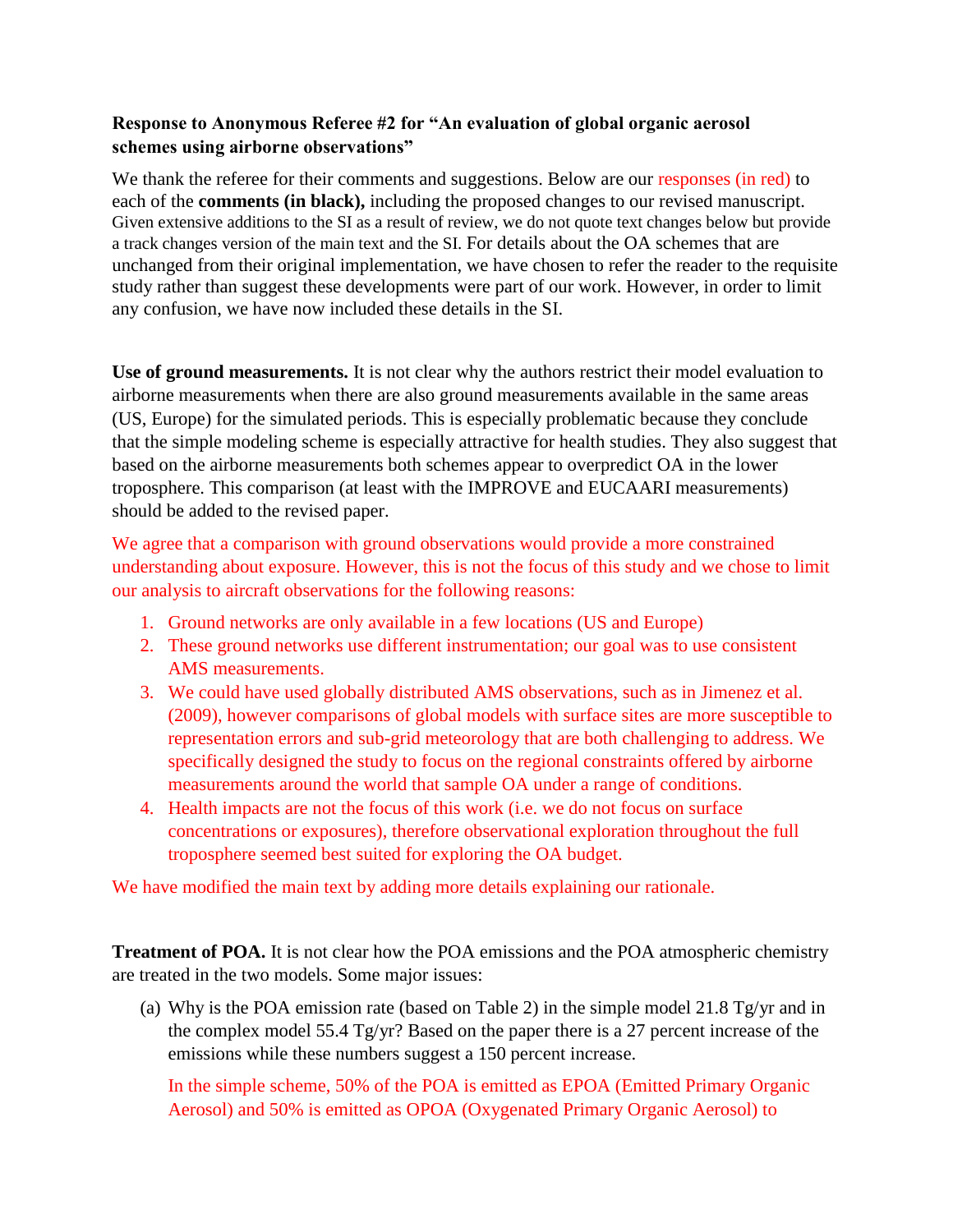**Response to Anonymous Referee #2 for "An evaluation of global organic aerosol schemes using airborne observations"**

We thank the referee for their comments and suggestions. Below are our responses (in red) to each of the **comments (in black),** including the proposed changes to our revised manuscript. Given extensive additions to the SI as a result of review, we do not quote text changes below but provide a track changes version of the main text and the SI. For details about the OA schemes that are unchanged from their original implementation, we have chosen to refer the reader to the requisite study rather than suggest these developments were part of our work. However, in order to limit any confusion, we have now included these details in the SI.

**Use of ground measurements.** It is not clear why the authors restrict their model evaluation to airborne measurements when there are also ground measurements available in the same areas (US, Europe) for the simulated periods. This is especially problematic because they conclude that the simple modeling scheme is especially attractive for health studies. They also suggest that based on the airborne measurements both schemes appear to overpredict OA in the lower troposphere. This comparison (at least with the IMPROVE and EUCAARI measurements) should be added to the revised paper.

We agree that a comparison with ground observations would provide a more constrained understanding about exposure. However, this is not the focus of this study and we chose to limit our analysis to aircraft observations for the following reasons:

1. Ground networks are only available in a few locations (US and Europe)
2. These ground networks use different instrumentation; our goal was to use consistent AMS measurements.
3. We could have used globally distributed AMS observations, such as in Jimenez et al. (2009), however comparisons of global models with surface sites are more susceptible to representation errors and sub-grid meteorology that are both challenging to address. We specifically designed the study to focus on the regional constraints offered by airborne measurements around the world that sample OA under a range of conditions.
4. Health impacts are not the focus of this work (i.e. we do not focus on surface concentrations or exposures), therefore observational exploration throughout the full troposphere seemed best suited for exploring the OA budget.

We have modified the main text by adding more details explaining our rationale.

**Treatment of POA.** It is not clear how the POA emissions and the POA atmospheric chemistry are treated in the two models. Some major issues:

(a) Why is the POA emission rate (based on Table 2) in the simple model 21.8 Tg/yr and in the complex model 55.4 Tg/yr? Based on the paper there is a 27 percent increase of the emissions while these numbers suggest a 150 percent increase.

In the simple scheme, 50% of the POA is emitted as EPOA (Emitted Primary Organic Aerosol) and 50% is emitted as OPOA (Oxygenated Primary Organic Aerosol) to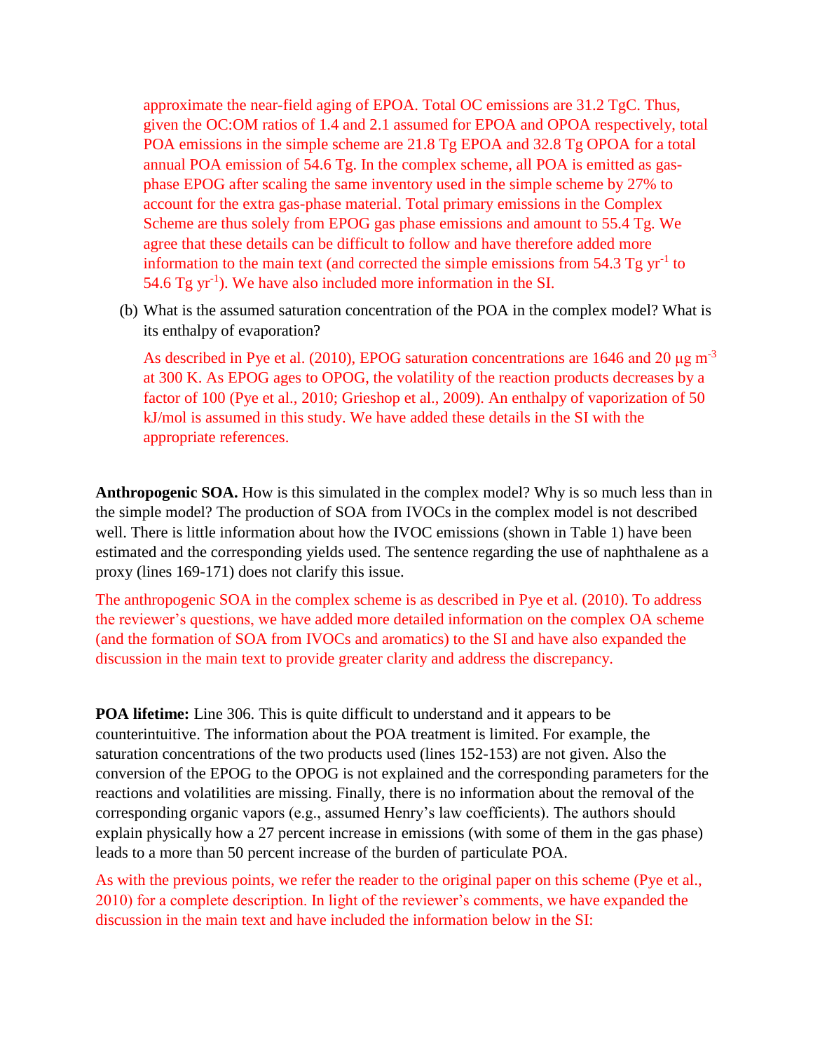approximate the near-field aging of EPOA. Total OC emissions are 31.2 TgC. Thus, given the OC:OM ratios of 1.4 and 2.1 assumed for EPOA and OPOA respectively, total POA emissions in the simple scheme are 21.8 Tg EPOA and 32.8 Tg OPOA for a total annual POA emission of 54.6 Tg. In the complex scheme, all POA is emitted as gas-phase EPOG after scaling the same inventory used in the simple scheme by 27% to account for the extra gas-phase material. Total primary emissions in the Complex Scheme are thus solely from EPOG gas phase emissions and amount to 55.4 Tg. We agree that these details can be difficult to follow and have therefore added more information to the main text (and corrected the simple emissions from 54.3 Tg $yr^{-1}$ to 54.6 Tg $yr^{-1}$). We have also included more information in the SI.

(b) What is the assumed saturation concentration of the POA in the complex model? What is its enthalpy of evaporation?

As described in Pye et al. (2010), EPOG saturation concentrations are 1646 and 20 $\mu g\ m^{-3}$ at 300 K. As EPOG ages to OPOG, the volatility of the reaction products decreases by a factor of 100 (Pye et al., 2010; Grieshop et al., 2009). An enthalpy of vaporization of 50 kJ/mol is assumed in this study. We have added these details in the SI with the appropriate references.

**Anthropogenic SOA.** How is this simulated in the complex model? Why is so much less than in the simple model? The production of SOA from IVOCs in the complex model is not described well. There is little information about how the IVOC emissions (shown in Table 1) have been estimated and the corresponding yields used. The sentence regarding the use of naphthalene as a proxy (lines 169-171) does not clarify this issue.

The anthropogenic SOA in the complex scheme is as described in Pye et al. (2010). To address the reviewer's questions, we have added more detailed information on the complex OA scheme (and the formation of SOA from IVOCs and aromatics) to the SI and have also expanded the discussion in the main text to provide greater clarity and address the discrepancy.

**POA lifetime:** Line 306. This is quite difficult to understand and it appears to be counterintuitive. The information about the POA treatment is limited. For example, the saturation concentrations of the two products used (lines 152-153) are not given. Also the conversion of the EPOG to the OPOG is not explained and the corresponding parameters for the reactions and volatilities are missing. Finally, there is no information about the removal of the corresponding organic vapors (e.g., assumed Henry's law coefficients). The authors should explain physically how a 27 percent increase in emissions (with some of them in the gas phase) leads to a more than 50 percent increase of the burden of particulate POA.

As with the previous points, we refer the reader to the original paper on this scheme (Pye et al., 2010) for a complete description. In light of the reviewer's comments, we have expanded the discussion in the main text and have included the information below in the SI: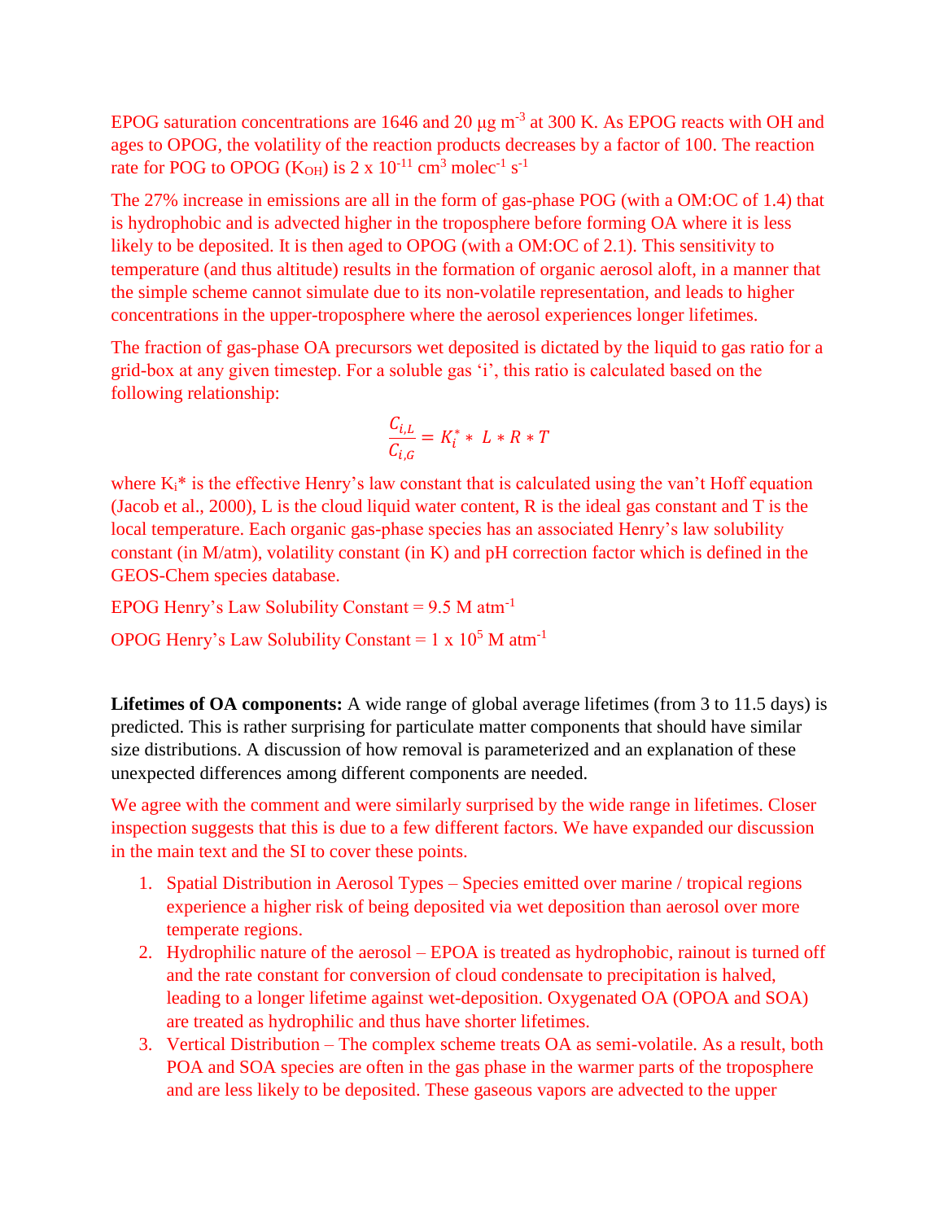EPOG saturation concentrations are 1646 and 20 μg $m^{-3}$ at 300 K. As EPOG reacts with OH and ages to OPOG, the volatility of the reaction products decreases by a factor of 100. The reaction rate for POG to OPOG ($K_{OH}$) is 2 x $10^{-11}$ $cm^3$ $molec^{-1}$ $s^{-1}$

The 27% increase in emissions are all in the form of gas-phase POG (with a OM:OC of 1.4) that is hydrophobic and is advected higher in the troposphere before forming OA where it is less likely to be deposited. It is then aged to OPOG (with a OM:OC of 2.1). This sensitivity to temperature (and thus altitude) results in the formation of organic aerosol aloft, in a manner that the simple scheme cannot simulate due to its non-volatile representation, and leads to higher concentrations in the upper-troposphere where the aerosol experiences longer lifetimes.

The fraction of gas-phase OA precursors wet deposited is dictated by the liquid to gas ratio for a grid-box at any given timestep. For a soluble gas 'i', this ratio is calculated based on the following relationship:

$$\frac{C_{i,L}}{C_{i,G}} = K_i^* * L * R * T$$

where $K_i^*$ is the effective Henry's law constant that is calculated using the van't Hoff equation (Jacob et al., 2000), L is the cloud liquid water content, R is the ideal gas constant and T is the local temperature. Each organic gas-phase species has an associated Henry's law solubility constant (in M/atm), volatility constant (in K) and pH correction factor which is defined in the GEOS-Chem species database.

EPOG Henry's Law Solubility Constant = 9.5 M $atm^{-1}$

OPOG Henry's Law Solubility Constant = 1 x $10^5$ M $atm^{-1}$

**Lifetimes of OA components:** A wide range of global average lifetimes (from 3 to 11.5 days) is predicted. This is rather surprising for particulate matter components that should have similar size distributions. A discussion of how removal is parameterized and an explanation of these unexpected differences among different components are needed.

We agree with the comment and were similarly surprised by the wide range in lifetimes. Closer inspection suggests that this is due to a few different factors. We have expanded our discussion in the main text and the SI to cover these points.

1. Spatial Distribution in Aerosol Types – Species emitted over marine / tropical regions experience a higher risk of being deposited via wet deposition than aerosol over more temperate regions.
2. Hydrophilic nature of the aerosol – EPOA is treated as hydrophobic, rainout is turned off and the rate constant for conversion of cloud condensate to precipitation is halved, leading to a longer lifetime against wet-deposition. Oxygenated OA (OPOA and SOA) are treated as hydrophilic and thus have shorter lifetimes.
3. Vertical Distribution – The complex scheme treats OA as semi-volatile. As a result, both POA and SOA species are often in the gas phase in the warmer parts of the troposphere and are less likely to be deposited. These gaseous vapors are advected to the upper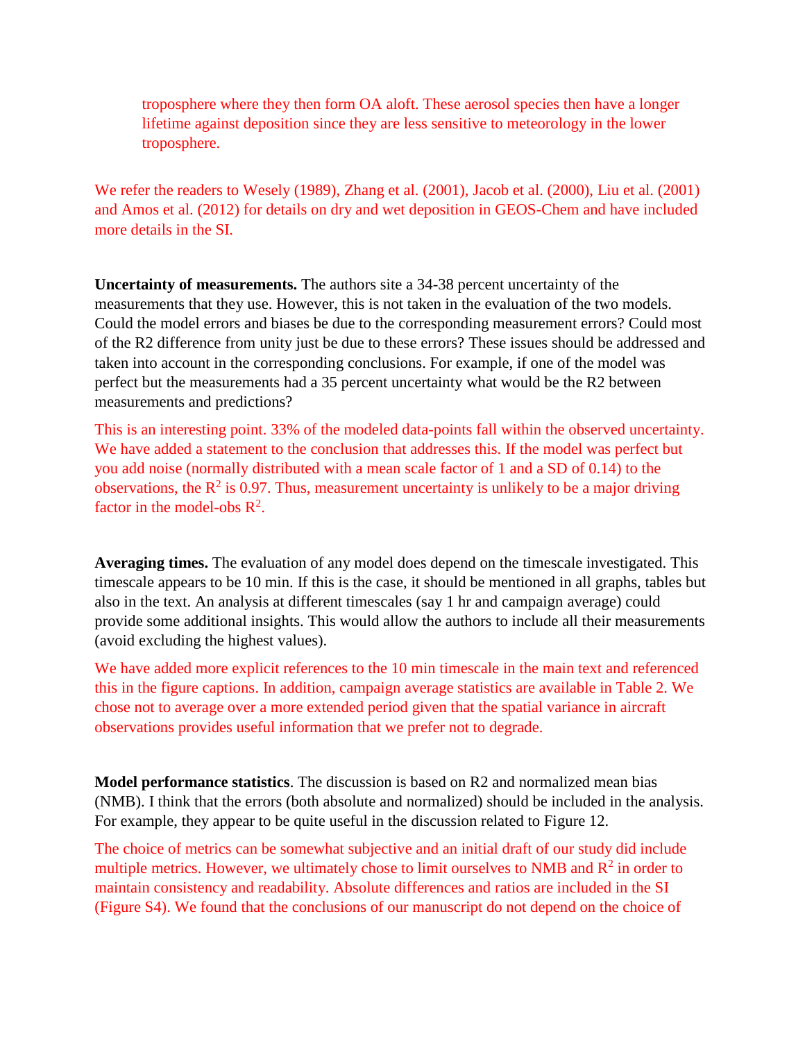troposphere where they then form OA aloft. These aerosol species then have a longer lifetime against deposition since they are less sensitive to meteorology in the lower troposphere.

We refer the readers to Wesely (1989), Zhang et al. (2001), Jacob et al. (2000), Liu et al. (2001) and Amos et al. (2012) for details on dry and wet deposition in GEOS-Chem and have included more details in the SI.

**Uncertainty of measurements.** The authors site a 34-38 percent uncertainty of the measurements that they use. However, this is not taken in the evaluation of the two models. Could the model errors and biases be due to the corresponding measurement errors? Could most of the R2 difference from unity just be due to these errors? These issues should be addressed and taken into account in the corresponding conclusions. For example, if one of the model was perfect but the measurements had a 35 percent uncertainty what would be the R2 between measurements and predictions?

This is an interesting point. 33% of the modeled data-points fall within the observed uncertainty. We have added a statement to the conclusion that addresses this. If the model was perfect but you add noise (normally distributed with a mean scale factor of 1 and a SD of 0.14) to the observations, the $R^2$ is 0.97. Thus, measurement uncertainty is unlikely to be a major driving factor in the model-obs $R^2$.

**Averaging times.** The evaluation of any model does depend on the timescale investigated. This timescale appears to be 10 min. If this is the case, it should be mentioned in all graphs, tables but also in the text. An analysis at different timescales (say 1 hr and campaign average) could provide some additional insights. This would allow the authors to include all their measurements (avoid excluding the highest values).

We have added more explicit references to the 10 min timescale in the main text and referenced this in the figure captions. In addition, campaign average statistics are available in Table 2. We chose not to average over a more extended period given that the spatial variance in aircraft observations provides useful information that we prefer not to degrade.

**Model performance statistics**. The discussion is based on R2 and normalized mean bias (NMB). I think that the errors (both absolute and normalized) should be included in the analysis. For example, they appear to be quite useful in the discussion related to Figure 12.

The choice of metrics can be somewhat subjective and an initial draft of our study did include multiple metrics. However, we ultimately chose to limit ourselves to NMB and $R^2$ in order to maintain consistency and readability. Absolute differences and ratios are included in the SI (Figure S4). We found that the conclusions of our manuscript do not depend on the choice of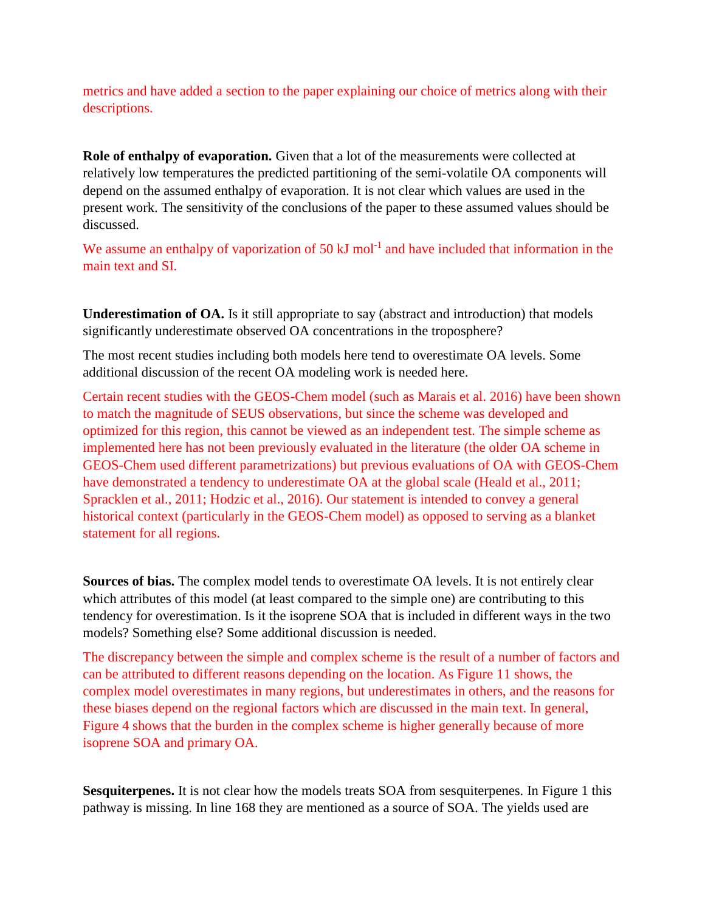metrics and have added a section to the paper explaining our choice of metrics along with their descriptions.

**Role of enthalpy of evaporation.** Given that a lot of the measurements were collected at relatively low temperatures the predicted partitioning of the semi-volatile OA components will depend on the assumed enthalpy of evaporation. It is not clear which values are used in the present work. The sensitivity of the conclusions of the paper to these assumed values should be discussed.

We assume an enthalpy of vaporization of 50 kJ $mol^{-1}$ and have included that information in the main text and SI.

**Underestimation of OA.** Is it still appropriate to say (abstract and introduction) that models significantly underestimate observed OA concentrations in the troposphere?

The most recent studies including both models here tend to overestimate OA levels. Some additional discussion of the recent OA modeling work is needed here.

Certain recent studies with the GEOS-Chem model (such as Marais et al. 2016) have been shown to match the magnitude of SEUS observations, but since the scheme was developed and optimized for this region, this cannot be viewed as an independent test. The simple scheme as implemented here has not been previously evaluated in the literature (the older OA scheme in GEOS-Chem used different parametrizations) but previous evaluations of OA with GEOS-Chem have demonstrated a tendency to underestimate OA at the global scale (Heald et al., 2011; Spracklen et al., 2011; Hodzic et al., 2016). Our statement is intended to convey a general historical context (particularly in the GEOS-Chem model) as opposed to serving as a blanket statement for all regions.

**Sources of bias.** The complex model tends to overestimate OA levels. It is not entirely clear which attributes of this model (at least compared to the simple one) are contributing to this tendency for overestimation. Is it the isoprene SOA that is included in different ways in the two models? Something else? Some additional discussion is needed.

The discrepancy between the simple and complex scheme is the result of a number of factors and can be attributed to different reasons depending on the location. As Figure 11 shows, the complex model overestimates in many regions, but underestimates in others, and the reasons for these biases depend on the regional factors which are discussed in the main text. In general, Figure 4 shows that the burden in the complex scheme is higher generally because of more isoprene SOA and primary OA.

**Sesquiterpenes.** It is not clear how the models treats SOA from sesquiterpenes. In Figure 1 this pathway is missing. In line 168 they are mentioned as a source of SOA. The yields used are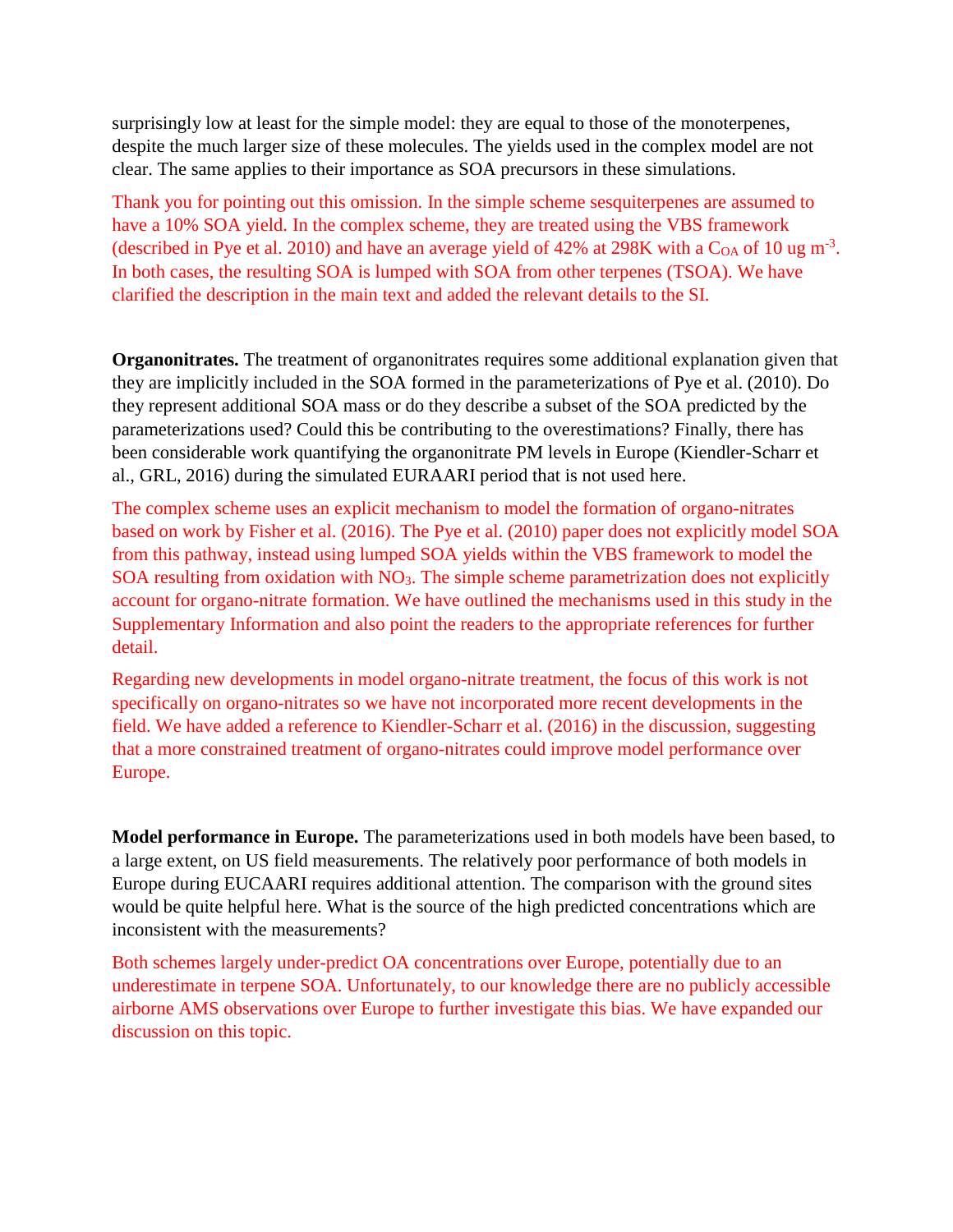surprisingly low at least for the simple model: they are equal to those of the monoterpenes, despite the much larger size of these molecules. The yields used in the complex model are not clear. The same applies to their importance as SOA precursors in these simulations.

Thank you for pointing out this omission. In the simple scheme sesquiterpenes are assumed to have a 10% SOA yield. In the complex scheme, they are treated using the VBS framework (described in Pye et al. 2010) and have an average yield of 42% at 298K with a $C_{OA}$ of 10 ug $m^{-3}$. In both cases, the resulting SOA is lumped with SOA from other terpenes (TSOA). We have clarified the description in the main text and added the relevant details to the SI.

**Organonitrates.** The treatment of organonitrates requires some additional explanation given that they are implicitly included in the SOA formed in the parameterizations of Pye et al. (2010). Do they represent additional SOA mass or do they describe a subset of the SOA predicted by the parameterizations used? Could this be contributing to the overestimations? Finally, there has been considerable work quantifying the organonitrate PM levels in Europe (Kiendler-Scharr et al., GRL, 2016) during the simulated EURAARI period that is not used here.

The complex scheme uses an explicit mechanism to model the formation of organo-nitrates based on work by Fisher et al. (2016). The Pye et al. (2010) paper does not explicitly model SOA from this pathway, instead using lumped SOA yields within the VBS framework to model the SOA resulting from oxidation with $NO_3$. The simple scheme parametrization does not explicitly account for organo-nitrate formation. We have outlined the mechanisms used in this study in the Supplementary Information and also point the readers to the appropriate references for further detail.

Regarding new developments in model organo-nitrate treatment, the focus of this work is not specifically on organo-nitrates so we have not incorporated more recent developments in the field. We have added a reference to Kiendler-Scharr et al. (2016) in the discussion, suggesting that a more constrained treatment of organo-nitrates could improve model performance over Europe.

**Model performance in Europe.** The parameterizations used in both models have been based, to a large extent, on US field measurements. The relatively poor performance of both models in Europe during EUCAARI requires additional attention. The comparison with the ground sites would be quite helpful here. What is the source of the high predicted concentrations which are inconsistent with the measurements?

Both schemes largely under-predict OA concentrations over Europe, potentially due to an underestimate in terpene SOA. Unfortunately, to our knowledge there are no publicly accessible airborne AMS observations over Europe to further investigate this bias. We have expanded our discussion on this topic.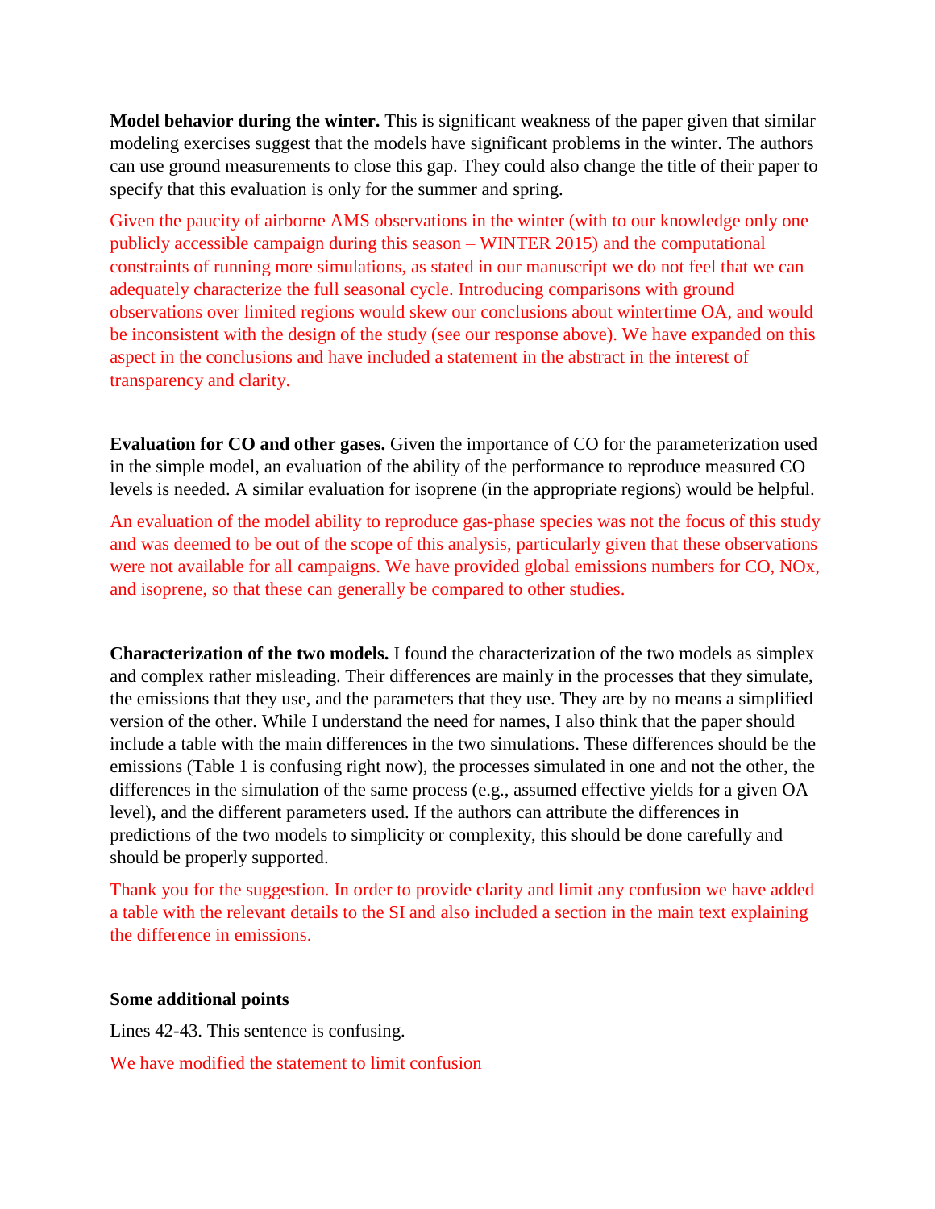**Model behavior during the winter.** This is significant weakness of the paper given that similar modeling exercises suggest that the models have significant problems in the winter. The authors can use ground measurements to close this gap. They could also change the title of their paper to specify that this evaluation is only for the summer and spring.

Given the paucity of airborne AMS observations in the winter (with to our knowledge only one publicly accessible campaign during this season – WINTER 2015) and the computational constraints of running more simulations, as stated in our manuscript we do not feel that we can adequately characterize the full seasonal cycle. Introducing comparisons with ground observations over limited regions would skew our conclusions about wintertime OA, and would be inconsistent with the design of the study (see our response above). We have expanded on this aspect in the conclusions and have included a statement in the abstract in the interest of transparency and clarity.

**Evaluation for CO and other gases.** Given the importance of CO for the parameterization used in the simple model, an evaluation of the ability of the performance to reproduce measured CO levels is needed. A similar evaluation for isoprene (in the appropriate regions) would be helpful.

An evaluation of the model ability to reproduce gas-phase species was not the focus of this study and was deemed to be out of the scope of this analysis, particularly given that these observations were not available for all campaigns. We have provided global emissions numbers for CO, NOx, and isoprene, so that these can generally be compared to other studies.

**Characterization of the two models.** I found the characterization of the two models as simplex and complex rather misleading. Their differences are mainly in the processes that they simulate, the emissions that they use, and the parameters that they use. They are by no means a simplified version of the other. While I understand the need for names, I also think that the paper should include a table with the main differences in the two simulations. These differences should be the emissions (Table 1 is confusing right now), the processes simulated in one and not the other, the differences in the simulation of the same process (e.g., assumed effective yields for a given OA level), and the different parameters used. If the authors can attribute the differences in predictions of the two models to simplicity or complexity, this should be done carefully and should be properly supported.

Thank you for the suggestion. In order to provide clarity and limit any confusion we have added a table with the relevant details to the SI and also included a section in the main text explaining the difference in emissions.

**Some additional points**

Lines 42-43. This sentence is confusing.

We have modified the statement to limit confusion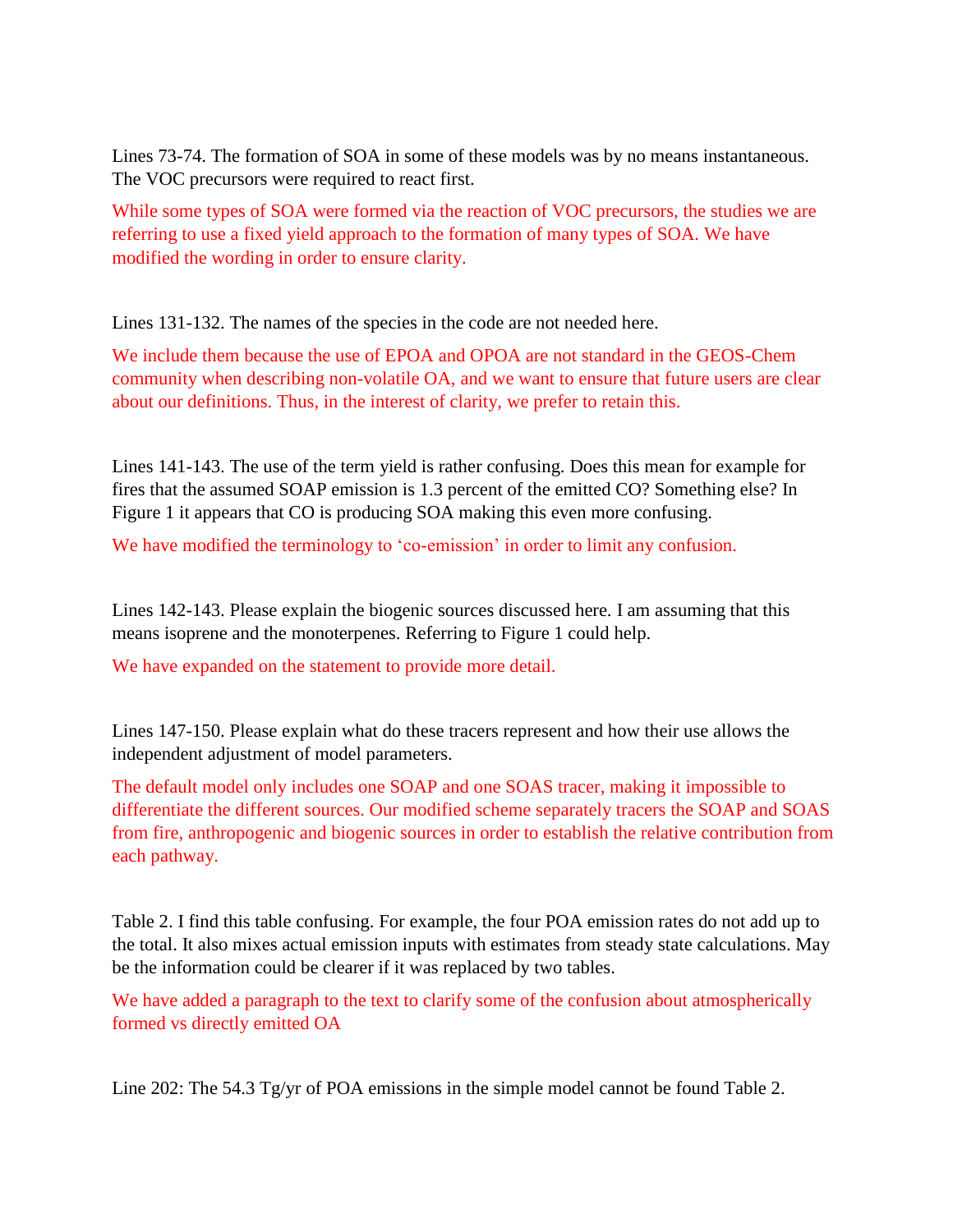Lines 73-74. The formation of SOA in some of these models was by no means instantaneous. The VOC precursors were required to react first.

While some types of SOA were formed via the reaction of VOC precursors, the studies we are referring to use a fixed yield approach to the formation of many types of SOA. We have modified the wording in order to ensure clarity.

Lines 131-132. The names of the species in the code are not needed here.

We include them because the use of EPOA and OPOA are not standard in the GEOS-Chem community when describing non-volatile OA, and we want to ensure that future users are clear about our definitions. Thus, in the interest of clarity, we prefer to retain this.

Lines 141-143. The use of the term yield is rather confusing. Does this mean for example for fires that the assumed SOAP emission is 1.3 percent of the emitted CO? Something else? In Figure 1 it appears that CO is producing SOA making this even more confusing.

We have modified the terminology to 'co-emission' in order to limit any confusion.

Lines 142-143. Please explain the biogenic sources discussed here. I am assuming that this means isoprene and the monoterpenes. Referring to Figure 1 could help.

We have expanded on the statement to provide more detail.

Lines 147-150. Please explain what do these tracers represent and how their use allows the independent adjustment of model parameters.

The default model only includes one SOAP and one SOAS tracer, making it impossible to differentiate the different sources. Our modified scheme separately tracers the SOAP and SOAS from fire, anthropogenic and biogenic sources in order to establish the relative contribution from each pathway.

Table 2. I find this table confusing. For example, the four POA emission rates do not add up to the total. It also mixes actual emission inputs with estimates from steady state calculations. May be the information could be clearer if it was replaced by two tables.

We have added a paragraph to the text to clarify some of the confusion about atmospherically formed vs directly emitted OA

Line 202: The 54.3 Tg/yr of POA emissions in the simple model cannot be found Table 2.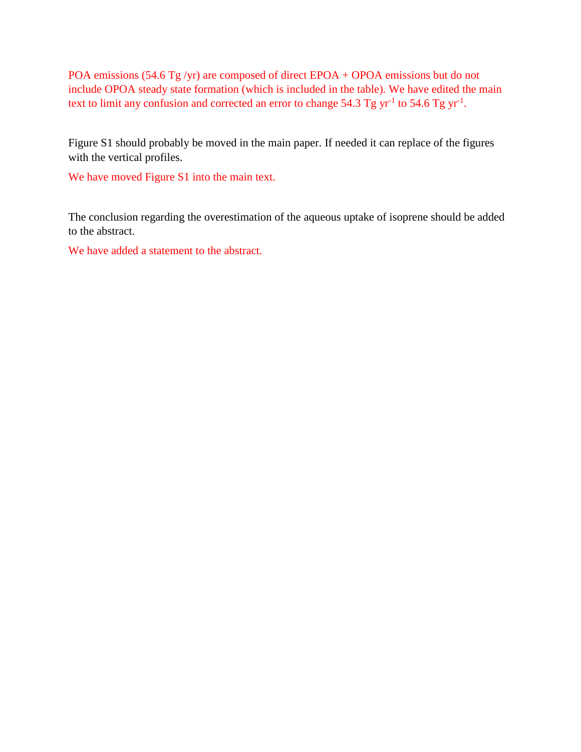POA emissions (54.6 Tg /yr) are composed of direct EPOA + OPOA emissions but do not include OPOA steady state formation (which is included in the table). We have edited the main text to limit any confusion and corrected an error to change 54.3 Tg $yr^{-1}$ to 54.6 Tg $yr^{-1}$.

Figure S1 should probably be moved in the main paper. If needed it can replace of the figures with the vertical profiles.

We have moved Figure S1 into the main text.

The conclusion regarding the overestimation of the aqueous uptake of isoprene should be added to the abstract.

We have added a statement to the abstract.